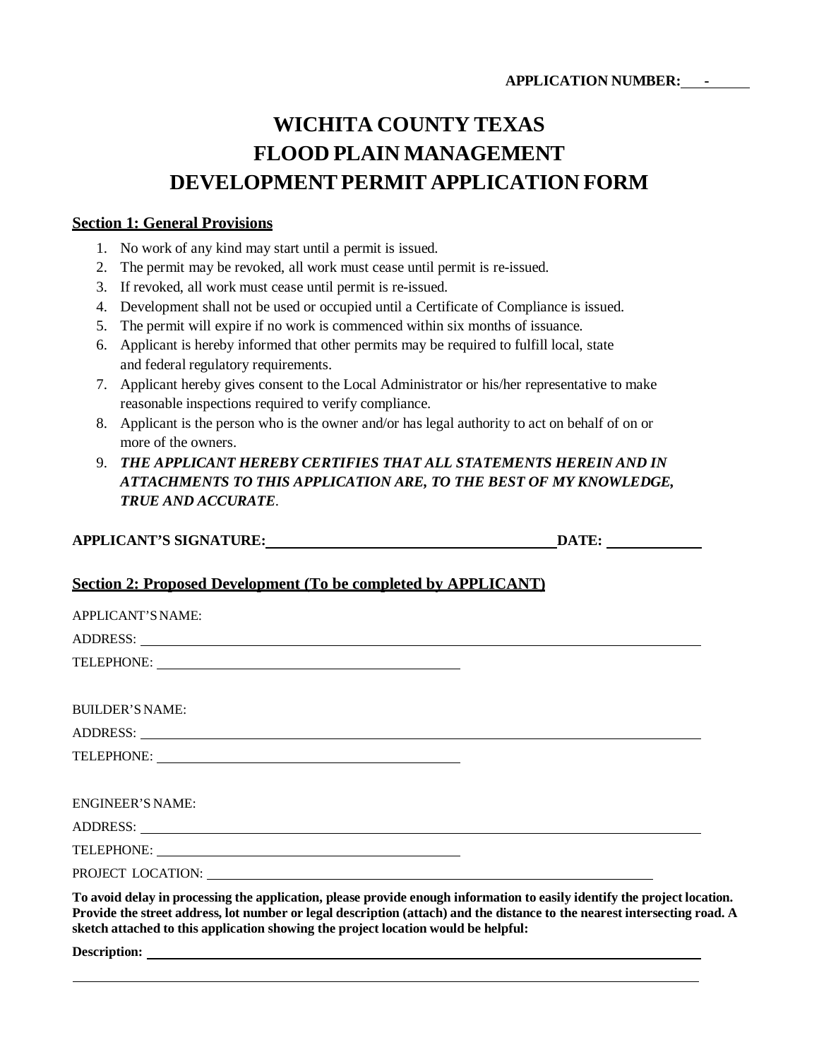**APPLICATION NUMBER: \_\_\_-\_\_\_\_\_\_**

# WICHITA COUNTY TEXAS
# FLOOD PLAIN MANAGEMENT
# DEVELOPMENT PERMIT APPLICATION FORM

## Section 1: General Provisions

1. No work of any kind may start until a permit is issued.
2. The permit may be revoked, all work must cease until permit is re-issued.
3. If revoked, all work must cease until permit is re-issued.
4. Development shall not be used or occupied until a Certificate of Compliance is issued.
5. The permit will expire if no work is commenced within six months of issuance.
6. Applicant is hereby informed that other permits may be required to fulfill local, state and federal regulatory requirements.
7. Applicant hereby gives consent to the Local Administrator or his/her representative to make reasonable inspections required to verify compliance.
8. Applicant is the person who is the owner and/or has legal authority to act on behalf of on or more of the owners.
9. ***THE APPLICANT HEREBY CERTIFIES THAT ALL STATEMENTS HEREIN AND IN ATTACHMENTS TO THIS APPLICATION ARE, TO THE BEST OF MY KNOWLEDGE, TRUE AND ACCURATE***.

**APPLICANT'S SIGNATURE:**\_\_\_\_\_\_\_\_\_\_\_\_\_\_\_\_\_\_\_\_\_\_\_\_\_\_\_\_\_\_\_\_\_\_\_\_\_\_ **DATE:** \_\_\_\_\_\_\_\_\_\_\_\_

## Section 2: Proposed Development (To be completed by APPLICANT)

APPLICANT'S NAME:

ADDRESS: \_\_\_\_\_\_\_\_\_\_\_\_\_\_\_\_\_\_\_\_\_\_\_\_\_\_\_\_\_\_\_\_\_\_\_\_\_\_\_\_\_\_\_\_\_\_\_\_\_\_\_\_\_\_\_\_\_\_\_\_\_\_\_\_\_\_\_\_\_\_\_\_\_\_\_\_\_\_

TELEPHONE: \_\_\_\_\_\_\_\_\_\_\_\_\_\_\_\_\_\_\_\_\_\_\_\_\_\_\_\_\_\_\_\_\_\_\_\_\_\_\_\_\_\_\_\_\_\_

BUILDER'S NAME:

ADDRESS: \_\_\_\_\_\_\_\_\_\_\_\_\_\_\_\_\_\_\_\_\_\_\_\_\_\_\_\_\_\_\_\_\_\_\_\_\_\_\_\_\_\_\_\_\_\_\_\_\_\_\_\_\_\_\_\_\_\_\_\_\_\_\_\_\_\_\_\_\_\_\_\_\_\_\_\_\_\_

TELEPHONE: \_\_\_\_\_\_\_\_\_\_\_\_\_\_\_\_\_\_\_\_\_\_\_\_\_\_\_\_\_\_\_\_\_\_\_\_\_\_\_\_\_\_\_\_\_\_

ENGINEER'S NAME:

ADDRESS: \_\_\_\_\_\_\_\_\_\_\_\_\_\_\_\_\_\_\_\_\_\_\_\_\_\_\_\_\_\_\_\_\_\_\_\_\_\_\_\_\_\_\_\_\_\_\_\_\_\_\_\_\_\_\_\_\_\_\_\_\_\_\_\_\_\_\_\_\_\_\_\_\_\_\_\_\_\_

TELEPHONE: \_\_\_\_\_\_\_\_\_\_\_\_\_\_\_\_\_\_\_\_\_\_\_\_\_\_\_\_\_\_\_\_\_\_\_\_\_\_\_\_\_\_\_\_\_\_

PROJECT LOCATION: \_\_\_\_\_\_\_\_\_\_\_\_\_\_\_\_\_\_\_\_\_\_\_\_\_\_\_\_\_\_\_\_\_\_\_\_\_\_\_\_\_\_\_\_\_\_\_\_\_\_\_\_\_\_\_\_\_\_\_\_\_\_\_\_\_\_\_\_

**To avoid delay in processing the application, please provide enough information to easily identify the project location. Provide the street address, lot number or legal description (attach) and the distance to the nearest intersecting road. A sketch attached to this application showing the project location would be helpful:**

**Description:** \_\_\_\_\_\_\_\_\_\_\_\_\_\_\_\_\_\_\_\_\_\_\_\_\_\_\_\_\_\_\_\_\_\_\_\_\_\_\_\_\_\_\_\_\_\_\_\_\_\_\_\_\_\_\_\_\_\_\_\_\_\_\_\_\_\_\_\_\_\_\_\_\_\_\_

\_\_\_\_\_\_\_\_\_\_\_\_\_\_\_\_\_\_\_\_\_\_\_\_\_\_\_\_\_\_\_\_\_\_\_\_\_\_\_\_\_\_\_\_\_\_\_\_\_\_\_\_\_\_\_\_\_\_\_\_\_\_\_\_\_\_\_\_\_\_\_\_\_\_\_\_\_\_\_\_\_\_\_\_\_\_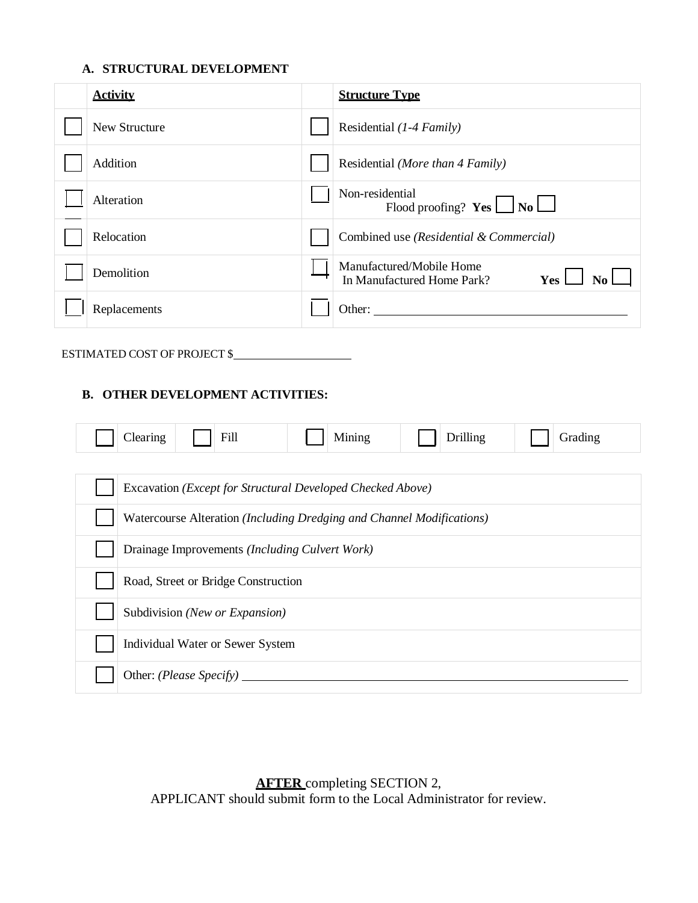### A. STRUCTURAL DEVELOPMENT

| | **Activity** | | **Structure Type** |
|---|---|---|---|
| ☐ | New Structure | ☐ | Residential *(1-4 Family)* |
| ☐ | Addition | ☐ | Residential *(More than 4 Family)* |
| ☐ | Alteration | ☐ | Non-residential<br>Flood proofing? **Yes** ☐ **No** ☐ |
| ☐ | Relocation | ☐ | Combined use *(Residential & Commercial)* |
| ☐ | Demolition | ☐ | Manufactured/Mobile Home<br>In Manufactured Home Park? **Yes** ☐ **No** ☐ |
| ☐ | Replacements | ☐ | Other: ______________________________ |

ESTIMATED COST OF PROJECT $____________________

### B. OTHER DEVELOPMENT ACTIVITIES:

| | | | | | | | | | |
|---|---|---|---|---|---|---|---|---|---|
| ☐ | Clearing | ☐ | Fill | ☐ | Mining | ☐ | Drilling | ☐ | Grading |

| | |
|---|---|
| ☐ | Excavation *(Except for Structural Developed Checked Above)* |
| ☐ | Watercourse Alteration *(Including Dredging and Channel Modifications)* |
| ☐ | Drainage Improvements *(Including Culvert Work)* |
| ☐ | Road, Street or Bridge Construction |
| ☐ | Subdivision *(New or Expansion)* |
| ☐ | Individual Water or Sewer System |
| ☐ | Other: *(Please Specify)* ______________________________ |

**AFTER** completing SECTION 2,
APPLICANT should submit form to the Local Administrator for review.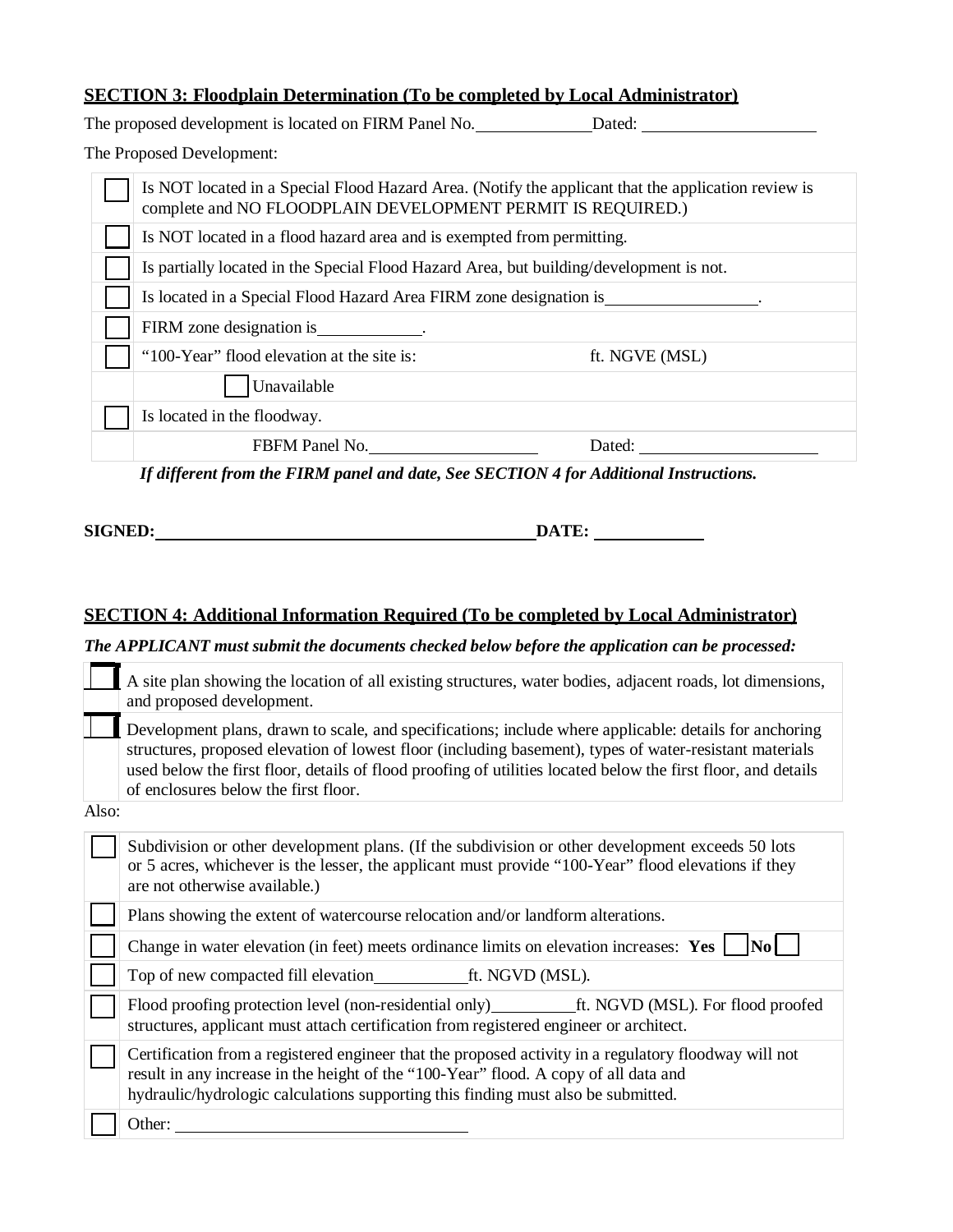## SECTION 3: Floodplain Determination (To be completed by Local Administrator)

The proposed development is located on FIRM Panel No.\_\_\_\_\_\_\_\_\_\_\_\_\_ Dated: \_\_\_\_\_\_\_\_\_\_\_\_\_\_\_\_\_\_\_\_

The Proposed Development:

| | |
|---|---|
| ☐ | Is NOT located in a Special Flood Hazard Area. (Notify the applicant that the application review is complete and NO FLOODPLAIN DEVELOPMENT PERMIT IS REQUIRED.) |
| ☐ | Is NOT located in a flood hazard area and is exempted from permitting. |
| ☐ | Is partially located in the Special Flood Hazard Area, but building/development is not. |
| ☐ | Is located in a Special Flood Hazard Area FIRM zone designation is\_\_\_\_\_\_\_\_\_\_\_\_\_\_\_\_\_\_. |
| ☐ | FIRM zone designation is\_\_\_\_\_\_\_\_\_\_\_\_. |
| ☐ | "100-Year" flood elevation at the site is: ft. NGVE (MSL) |
| | ☐ Unavailable |
| ☐ | Is located in the floodway. |
| | FBFM Panel No.\_\_\_\_\_\_\_\_\_\_\_\_\_\_\_\_\_\_\_\_ Dated: \_\_\_\_\_\_\_\_\_\_\_\_\_\_\_\_\_\_\_\_\_\_ |

***If different from the FIRM panel and date, See SECTION 4 for Additional Instructions.***

**SIGNED:**\_\_\_\_\_\_\_\_\_\_\_\_\_\_\_\_\_\_\_\_\_\_\_\_\_\_\_\_\_\_\_\_\_\_\_\_\_\_\_\_\_\_\_\_\_\_**DATE:** \_\_\_\_\_\_\_\_\_\_\_\_\_

## SECTION 4: Additional Information Required (To be completed by Local Administrator)

***The APPLICANT must submit the documents checked below before the application can be processed:***

| | |
|---|---|
| ☐ | A site plan showing the location of all existing structures, water bodies, adjacent roads, lot dimensions, and proposed development. |
| ☐ | Development plans, drawn to scale, and specifications; include where applicable: details for anchoring structures, proposed elevation of lowest floor (including basement), types of water-resistant materials used below the first floor, details of flood proofing of utilities located below the first floor, and details of enclosures below the first floor. |

Also:

| | |
|---|---|
| ☐ | Subdivision or other development plans. (If the subdivision or other development exceeds 50 lots or 5 acres, whichever is the lesser, the applicant must provide "100-Year" flood elevations if they are not otherwise available.) |
| ☐ | Plans showing the extent of watercourse relocation and/or landform alterations. |
| ☐ | Change in water elevation (in feet) meets ordinance limits on elevation increases: **Yes** ☐ **No** ☐ |
| ☐ | Top of new compacted fill elevation\_\_\_\_\_\_\_\_\_\_\_ft. NGVD (MSL). |
| ☐ | Flood proofing protection level (non-residential only)\_\_\_\_\_\_\_\_\_\_ft. NGVD (MSL). For flood proofed structures, applicant must attach certification from registered engineer or architect. |
| ☐ | Certification from a registered engineer that the proposed activity in a regulatory floodway will not result in any increase in the height of the "100-Year" flood. A copy of all data and hydraulic/hydrologic calculations supporting this finding must also be submitted. |
| ☐ | Other: \_\_\_\_\_\_\_\_\_\_\_\_\_\_\_\_\_\_\_\_\_\_\_\_\_\_\_\_\_\_\_\_\_\_\_ |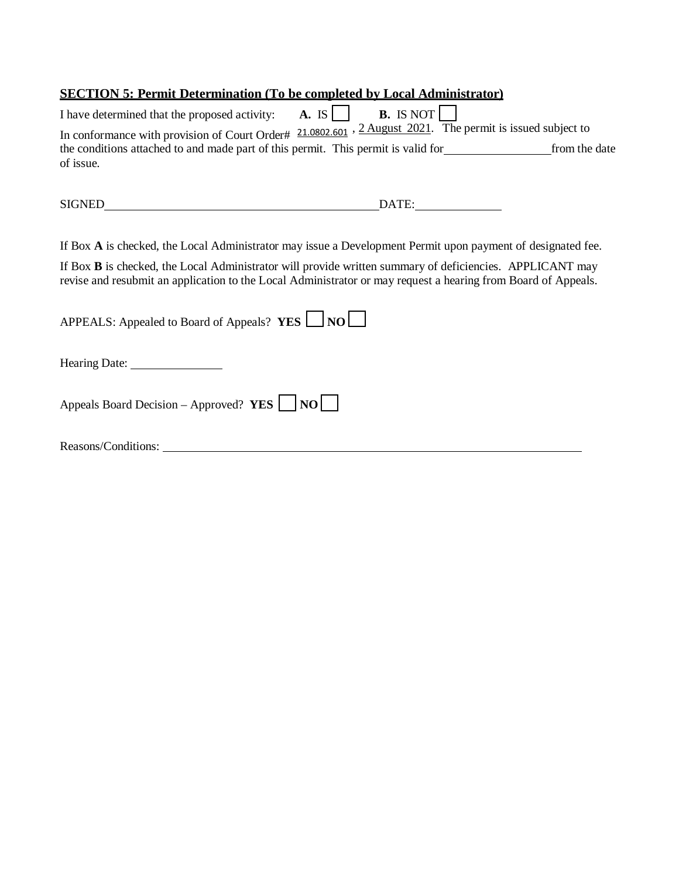## SECTION 5: Permit Determination (To be completed by Local Administrator)

I have determined that the proposed activity: **A.** IS ☐ **B.** IS NOT ☐

In conformance with provision of Court Order# 21.0802.601 , 2 August 2021. The permit is issued subject to the conditions attached to and made part of this permit. This permit is valid for \_\_\_\_\_\_\_\_\_\_\_\_\_\_\_\_\_\_ from the date of issue.

SIGNED\_\_\_\_\_\_\_\_\_\_\_\_\_\_\_\_\_\_\_\_\_\_\_\_\_\_\_\_\_\_\_\_\_\_\_\_\_\_\_\_\_\_\_\_ DATE:\_\_\_\_\_\_\_\_\_\_\_\_\_\_

If Box **A** is checked, the Local Administrator may issue a Development Permit upon payment of designated fee.

If Box **B** is checked, the Local Administrator will provide written summary of deficiencies. APPLICANT may revise and resubmit an application to the Local Administrator or may request a hearing from Board of Appeals.

APPEALS: Appealed to Board of Appeals? **YES** ☐ **NO** ☐

Hearing Date: \_\_\_\_\_\_\_\_\_\_\_\_\_\_\_\_

Appeals Board Decision – Approved? **YES** ☐ **NO** ☐

Reasons/Conditions: \_\_\_\_\_\_\_\_\_\_\_\_\_\_\_\_\_\_\_\_\_\_\_\_\_\_\_\_\_\_\_\_\_\_\_\_\_\_\_\_\_\_\_\_\_\_\_\_\_\_\_\_\_\_\_\_\_\_\_\_\_\_\_\_\_\_\_\_\_\_\_\_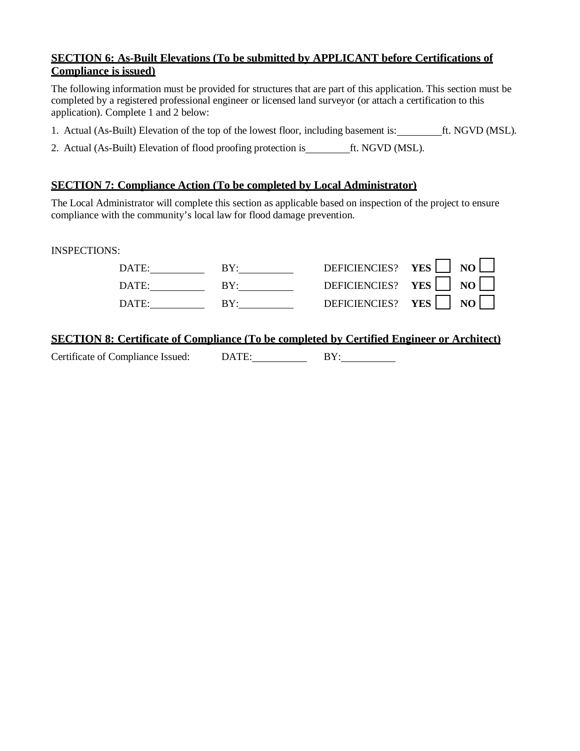**SECTION 6: As-Built Elevations (To be submitted by APPLICANT before Certifications of Compliance is issued)**

The following information must be provided for structures that are part of this application. This section must be completed by a registered professional engineer or licensed land surveyor (or attach a certification to this application). Complete 1 and 2 below:

1. Actual (As-Built) Elevation of the top of the lowest floor, including basement is:________ft. NGVD (MSL).
2. Actual (As-Built) Elevation of flood proofing protection is________ft. NGVD (MSL).

**SECTION 7: Compliance Action (To be completed by Local Administrator)**

The Local Administrator will complete this section as applicable based on inspection of the project to ensure compliance with the community's local law for flood damage prevention.

INSPECTIONS:

DATE:__________ BY:__________ DEFICIENCIES? **YES** ☐ **NO** ☐

DATE:__________ BY:__________ DEFICIENCIES? **YES** ☐ **NO** ☐

DATE:__________ BY:__________ DEFICIENCIES? **YES** ☐ **NO** ☐

**SECTION 8: Certificate of Compliance (To be completed by Certified Engineer or Architect)**

Certificate of Compliance Issued: DATE:__________ BY:__________